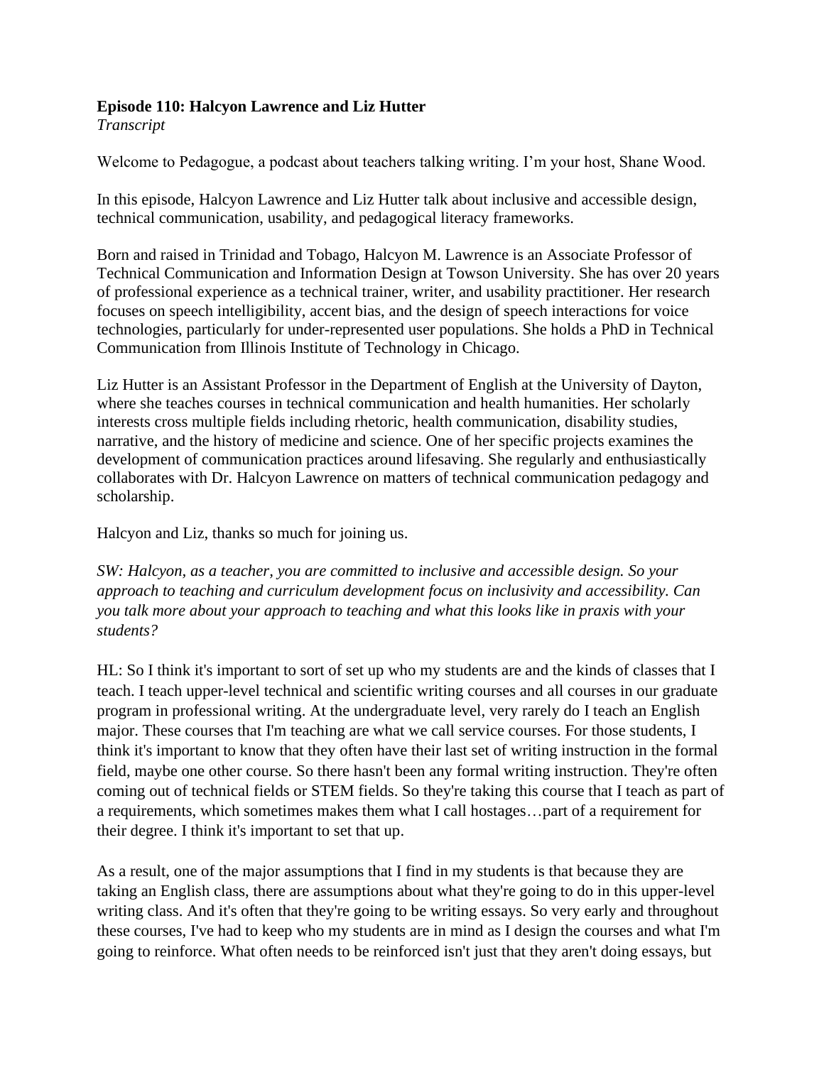**Episode 110: Halcyon Lawrence and Liz Hutter**
*Transcript*

Welcome to Pedagogue, a podcast about teachers talking writing. I'm your host, Shane Wood.

In this episode, Halcyon Lawrence and Liz Hutter talk about inclusive and accessible design, technical communication, usability, and pedagogical literacy frameworks.

Born and raised in Trinidad and Tobago, Halcyon M. Lawrence is an Associate Professor of Technical Communication and Information Design at Towson University. She has over 20 years of professional experience as a technical trainer, writer, and usability practitioner. Her research focuses on speech intelligibility, accent bias, and the design of speech interactions for voice technologies, particularly for under-represented user populations. She holds a PhD in Technical Communication from Illinois Institute of Technology in Chicago.

Liz Hutter is an Assistant Professor in the Department of English at the University of Dayton, where she teaches courses in technical communication and health humanities. Her scholarly interests cross multiple fields including rhetoric, health communication, disability studies, narrative, and the history of medicine and science. One of her specific projects examines the development of communication practices around lifesaving. She regularly and enthusiastically collaborates with Dr. Halcyon Lawrence on matters of technical communication pedagogy and scholarship.

Halcyon and Liz, thanks so much for joining us.

*SW: Halcyon, as a teacher, you are committed to inclusive and accessible design. So your approach to teaching and curriculum development focus on inclusivity and accessibility. Can you talk more about your approach to teaching and what this looks like in praxis with your students?*

HL: So I think it's important to sort of set up who my students are and the kinds of classes that I teach. I teach upper-level technical and scientific writing courses and all courses in our graduate program in professional writing. At the undergraduate level, very rarely do I teach an English major. These courses that I'm teaching are what we call service courses. For those students, I think it's important to know that they often have their last set of writing instruction in the formal field, maybe one other course. So there hasn't been any formal writing instruction. They're often coming out of technical fields or STEM fields. So they're taking this course that I teach as part of a requirements, which sometimes makes them what I call hostages…part of a requirement for their degree. I think it's important to set that up.

As a result, one of the major assumptions that I find in my students is that because they are taking an English class, there are assumptions about what they're going to do in this upper-level writing class. And it's often that they're going to be writing essays. So very early and throughout these courses, I've had to keep who my students are in mind as I design the courses and what I'm going to reinforce. What often needs to be reinforced isn't just that they aren't doing essays, but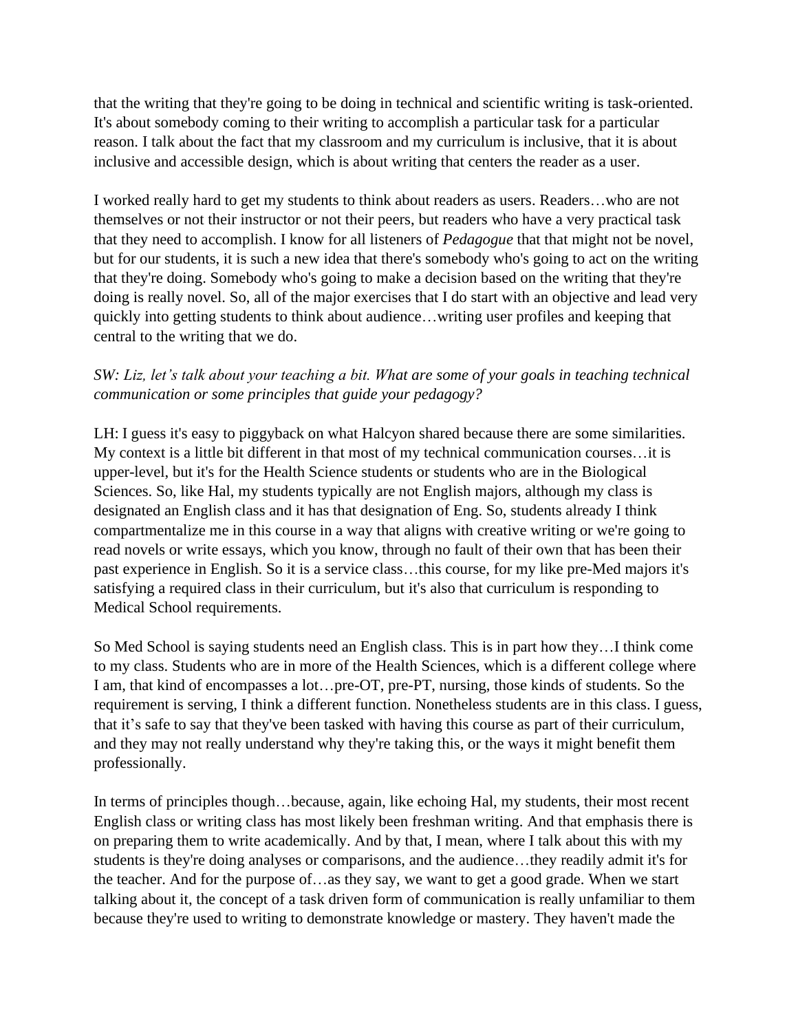that the writing that they're going to be doing in technical and scientific writing is task-oriented. It's about somebody coming to their writing to accomplish a particular task for a particular reason. I talk about the fact that my classroom and my curriculum is inclusive, that it is about inclusive and accessible design, which is about writing that centers the reader as a user.

I worked really hard to get my students to think about readers as users. Readers…who are not themselves or not their instructor or not their peers, but readers who have a very practical task that they need to accomplish. I know for all listeners of *Pedagogue* that that might not be novel, but for our students, it is such a new idea that there's somebody who's going to act on the writing that they're doing. Somebody who's going to make a decision based on the writing that they're doing is really novel. So, all of the major exercises that I do start with an objective and lead very quickly into getting students to think about audience…writing user profiles and keeping that central to the writing that we do.

*SW: Liz, let's talk about your teaching a bit. What are some of your goals in teaching technical communication or some principles that guide your pedagogy?*

LH: I guess it's easy to piggyback on what Halcyon shared because there are some similarities. My context is a little bit different in that most of my technical communication courses…it is upper-level, but it's for the Health Science students or students who are in the Biological Sciences. So, like Hal, my students typically are not English majors, although my class is designated an English class and it has that designation of Eng. So, students already I think compartmentalize me in this course in a way that aligns with creative writing or we're going to read novels or write essays, which you know, through no fault of their own that has been their past experience in English. So it is a service class…this course, for my like pre-Med majors it's satisfying a required class in their curriculum, but it's also that curriculum is responding to Medical School requirements.

So Med School is saying students need an English class. This is in part how they…I think come to my class. Students who are in more of the Health Sciences, which is a different college where I am, that kind of encompasses a lot…pre-OT, pre-PT, nursing, those kinds of students. So the requirement is serving, I think a different function. Nonetheless students are in this class. I guess, that it's safe to say that they've been tasked with having this course as part of their curriculum, and they may not really understand why they're taking this, or the ways it might benefit them professionally.

In terms of principles though…because, again, like echoing Hal, my students, their most recent English class or writing class has most likely been freshman writing. And that emphasis there is on preparing them to write academically. And by that, I mean, where I talk about this with my students is they're doing analyses or comparisons, and the audience…they readily admit it's for the teacher. And for the purpose of…as they say, we want to get a good grade. When we start talking about it, the concept of a task driven form of communication is really unfamiliar to them because they're used to writing to demonstrate knowledge or mastery. They haven't made the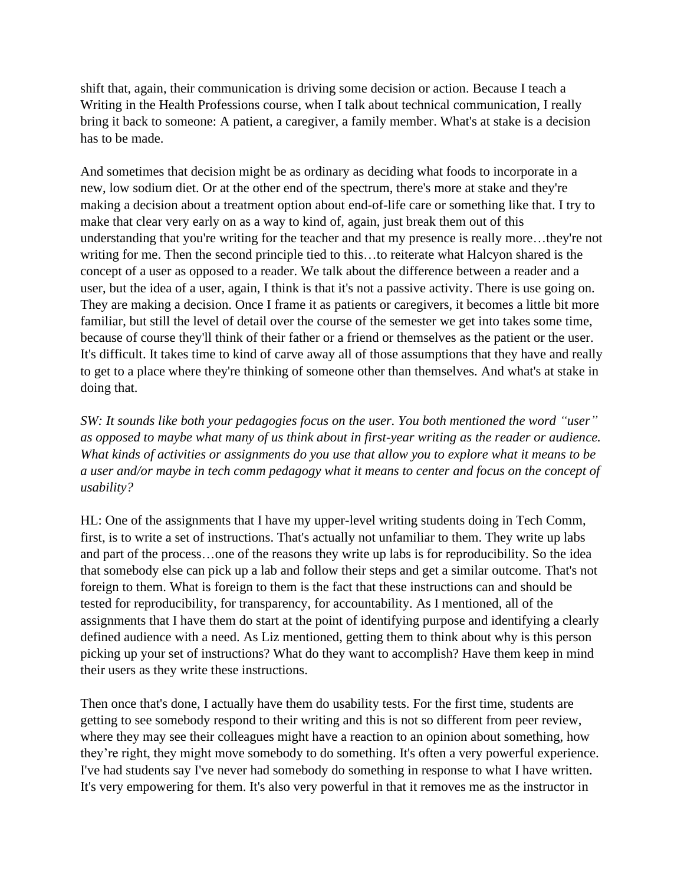shift that, again, their communication is driving some decision or action. Because I teach a Writing in the Health Professions course, when I talk about technical communication, I really bring it back to someone: A patient, a caregiver, a family member. What's at stake is a decision has to be made.

And sometimes that decision might be as ordinary as deciding what foods to incorporate in a new, low sodium diet. Or at the other end of the spectrum, there's more at stake and they're making a decision about a treatment option about end-of-life care or something like that. I try to make that clear very early on as a way to kind of, again, just break them out of this understanding that you're writing for the teacher and that my presence is really more…they're not writing for me. Then the second principle tied to this…to reiterate what Halcyon shared is the concept of a user as opposed to a reader. We talk about the difference between a reader and a user, but the idea of a user, again, I think is that it's not a passive activity. There is use going on. They are making a decision. Once I frame it as patients or caregivers, it becomes a little bit more familiar, but still the level of detail over the course of the semester we get into takes some time, because of course they'll think of their father or a friend or themselves as the patient or the user. It's difficult. It takes time to kind of carve away all of those assumptions that they have and really to get to a place where they're thinking of someone other than themselves. And what's at stake in doing that.

*SW: It sounds like both your pedagogies focus on the user. You both mentioned the word "user" as opposed to maybe what many of us think about in first-year writing as the reader or audience. What kinds of activities or assignments do you use that allow you to explore what it means to be a user and/or maybe in tech comm pedagogy what it means to center and focus on the concept of usability?*

HL: One of the assignments that I have my upper-level writing students doing in Tech Comm, first, is to write a set of instructions. That's actually not unfamiliar to them. They write up labs and part of the process…one of the reasons they write up labs is for reproducibility. So the idea that somebody else can pick up a lab and follow their steps and get a similar outcome. That's not foreign to them. What is foreign to them is the fact that these instructions can and should be tested for reproducibility, for transparency, for accountability. As I mentioned, all of the assignments that I have them do start at the point of identifying purpose and identifying a clearly defined audience with a need. As Liz mentioned, getting them to think about why is this person picking up your set of instructions? What do they want to accomplish? Have them keep in mind their users as they write these instructions.

Then once that's done, I actually have them do usability tests. For the first time, students are getting to see somebody respond to their writing and this is not so different from peer review, where they may see their colleagues might have a reaction to an opinion about something, how they're right, they might move somebody to do something. It's often a very powerful experience. I've had students say I've never had somebody do something in response to what I have written. It's very empowering for them. It's also very powerful in that it removes me as the instructor in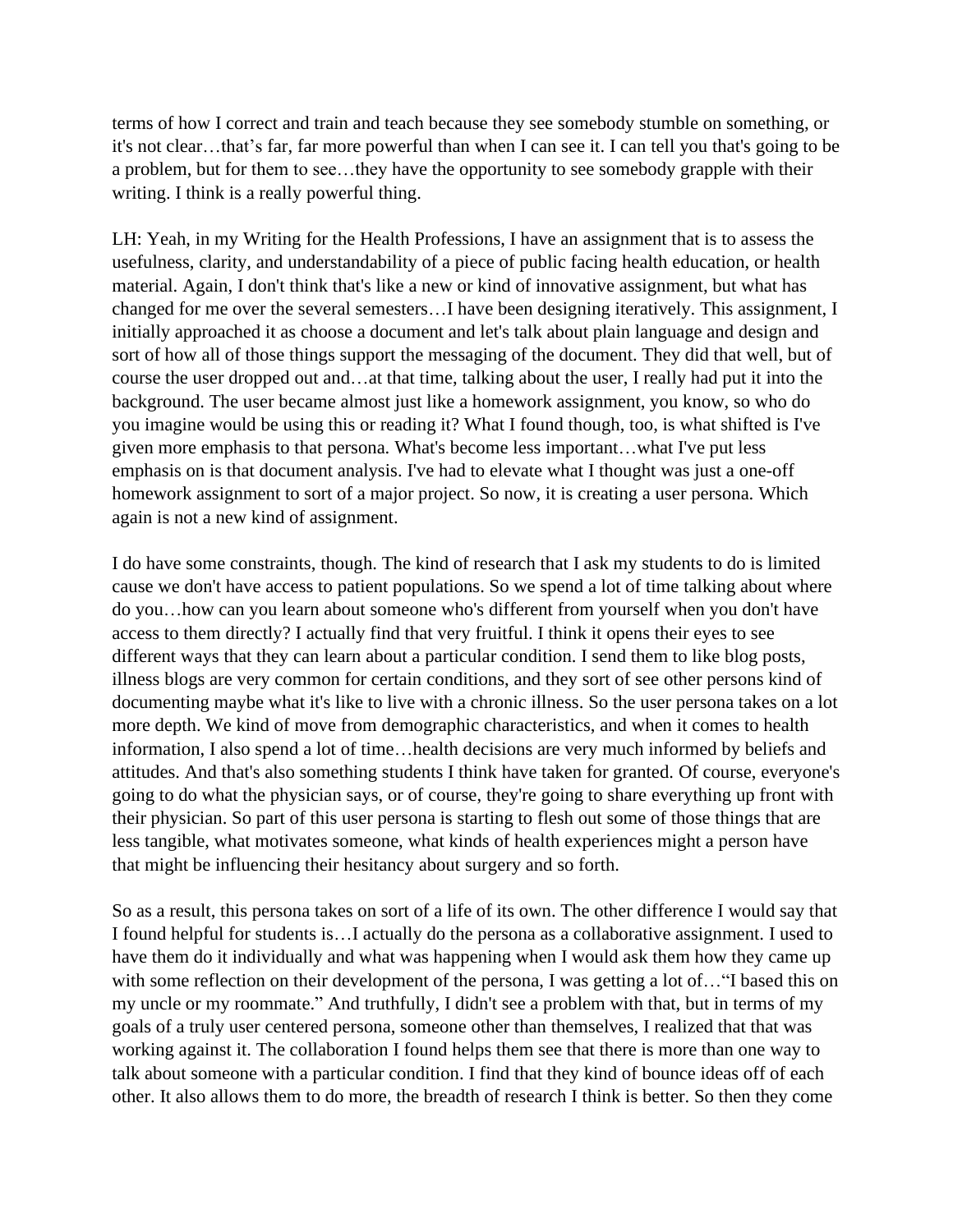terms of how I correct and train and teach because they see somebody stumble on something, or it's not clear…that's far, far more powerful than when I can see it. I can tell you that's going to be a problem, but for them to see…they have the opportunity to see somebody grapple with their writing. I think is a really powerful thing.

LH: Yeah, in my Writing for the Health Professions, I have an assignment that is to assess the usefulness, clarity, and understandability of a piece of public facing health education, or health material. Again, I don't think that's like a new or kind of innovative assignment, but what has changed for me over the several semesters…I have been designing iteratively. This assignment, I initially approached it as choose a document and let's talk about plain language and design and sort of how all of those things support the messaging of the document. They did that well, but of course the user dropped out and…at that time, talking about the user, I really had put it into the background. The user became almost just like a homework assignment, you know, so who do you imagine would be using this or reading it? What I found though, too, is what shifted is I've given more emphasis to that persona. What's become less important…what I've put less emphasis on is that document analysis. I've had to elevate what I thought was just a one-off homework assignment to sort of a major project. So now, it is creating a user persona. Which again is not a new kind of assignment.

I do have some constraints, though. The kind of research that I ask my students to do is limited cause we don't have access to patient populations. So we spend a lot of time talking about where do you…how can you learn about someone who's different from yourself when you don't have access to them directly? I actually find that very fruitful. I think it opens their eyes to see different ways that they can learn about a particular condition. I send them to like blog posts, illness blogs are very common for certain conditions, and they sort of see other persons kind of documenting maybe what it's like to live with a chronic illness. So the user persona takes on a lot more depth. We kind of move from demographic characteristics, and when it comes to health information, I also spend a lot of time…health decisions are very much informed by beliefs and attitudes. And that's also something students I think have taken for granted. Of course, everyone's going to do what the physician says, or of course, they're going to share everything up front with their physician. So part of this user persona is starting to flesh out some of those things that are less tangible, what motivates someone, what kinds of health experiences might a person have that might be influencing their hesitancy about surgery and so forth.

So as a result, this persona takes on sort of a life of its own. The other difference I would say that I found helpful for students is…I actually do the persona as a collaborative assignment. I used to have them do it individually and what was happening when I would ask them how they came up with some reflection on their development of the persona, I was getting a lot of…"I based this on my uncle or my roommate." And truthfully, I didn't see a problem with that, but in terms of my goals of a truly user centered persona, someone other than themselves, I realized that that was working against it. The collaboration I found helps them see that there is more than one way to talk about someone with a particular condition. I find that they kind of bounce ideas off of each other. It also allows them to do more, the breadth of research I think is better. So then they come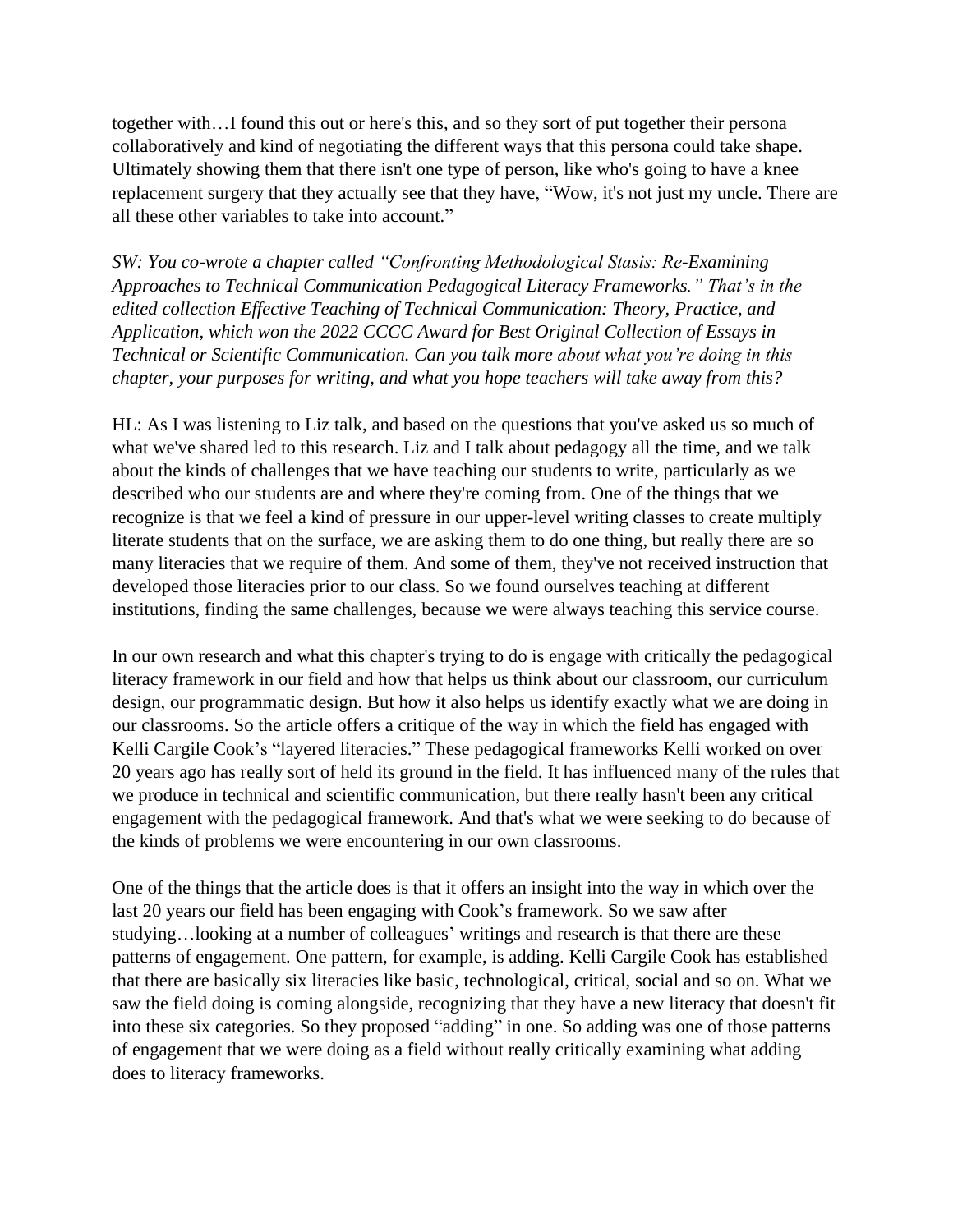together with…I found this out or here's this, and so they sort of put together their persona collaboratively and kind of negotiating the different ways that this persona could take shape. Ultimately showing them that there isn't one type of person, like who's going to have a knee replacement surgery that they actually see that they have, "Wow, it's not just my uncle. There are all these other variables to take into account."

*SW: You co-wrote a chapter called "Confronting Methodological Stasis: Re-Examining Approaches to Technical Communication Pedagogical Literacy Frameworks." That's in the edited collection Effective Teaching of Technical Communication: Theory, Practice, and Application, which won the 2022 CCCC Award for Best Original Collection of Essays in Technical or Scientific Communication. Can you talk more about what you're doing in this chapter, your purposes for writing, and what you hope teachers will take away from this?*

HL: As I was listening to Liz talk, and based on the questions that you've asked us so much of what we've shared led to this research. Liz and I talk about pedagogy all the time, and we talk about the kinds of challenges that we have teaching our students to write, particularly as we described who our students are and where they're coming from. One of the things that we recognize is that we feel a kind of pressure in our upper-level writing classes to create multiply literate students that on the surface, we are asking them to do one thing, but really there are so many literacies that we require of them. And some of them, they've not received instruction that developed those literacies prior to our class. So we found ourselves teaching at different institutions, finding the same challenges, because we were always teaching this service course.

In our own research and what this chapter's trying to do is engage with critically the pedagogical literacy framework in our field and how that helps us think about our classroom, our curriculum design, our programmatic design. But how it also helps us identify exactly what we are doing in our classrooms. So the article offers a critique of the way in which the field has engaged with Kelli Cargile Cook's "layered literacies." These pedagogical frameworks Kelli worked on over 20 years ago has really sort of held its ground in the field. It has influenced many of the rules that we produce in technical and scientific communication, but there really hasn't been any critical engagement with the pedagogical framework. And that's what we were seeking to do because of the kinds of problems we were encountering in our own classrooms.

One of the things that the article does is that it offers an insight into the way in which over the last 20 years our field has been engaging with Cook's framework. So we saw after studying…looking at a number of colleagues' writings and research is that there are these patterns of engagement. One pattern, for example, is adding. Kelli Cargile Cook has established that there are basically six literacies like basic, technological, critical, social and so on. What we saw the field doing is coming alongside, recognizing that they have a new literacy that doesn't fit into these six categories. So they proposed "adding" in one. So adding was one of those patterns of engagement that we were doing as a field without really critically examining what adding does to literacy frameworks.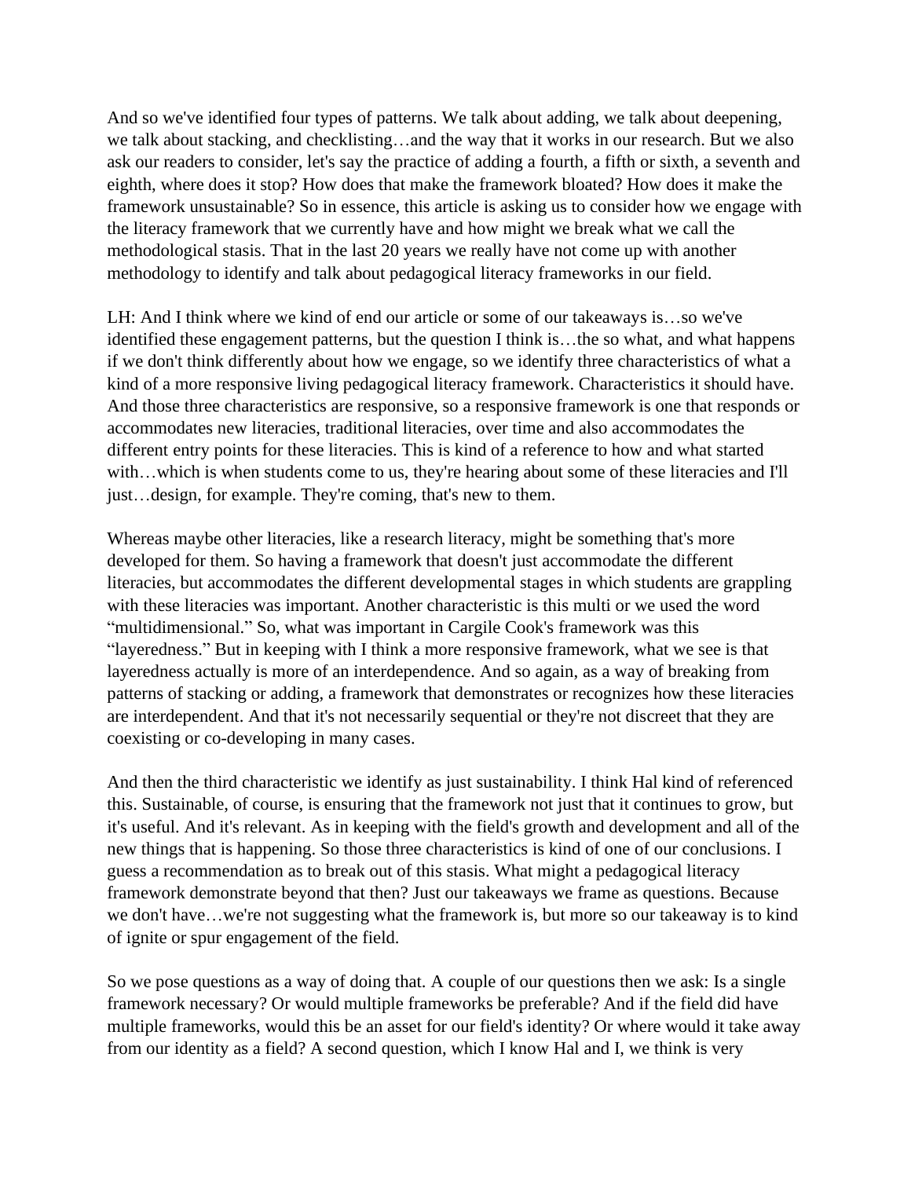And so we've identified four types of patterns. We talk about adding, we talk about deepening, we talk about stacking, and checklisting…and the way that it works in our research. But we also ask our readers to consider, let's say the practice of adding a fourth, a fifth or sixth, a seventh and eighth, where does it stop? How does that make the framework bloated? How does it make the framework unsustainable? So in essence, this article is asking us to consider how we engage with the literacy framework that we currently have and how might we break what we call the methodological stasis. That in the last 20 years we really have not come up with another methodology to identify and talk about pedagogical literacy frameworks in our field.

LH: And I think where we kind of end our article or some of our takeaways is…so we've identified these engagement patterns, but the question I think is…the so what, and what happens if we don't think differently about how we engage, so we identify three characteristics of what a kind of a more responsive living pedagogical literacy framework. Characteristics it should have. And those three characteristics are responsive, so a responsive framework is one that responds or accommodates new literacies, traditional literacies, over time and also accommodates the different entry points for these literacies. This is kind of a reference to how and what started with…which is when students come to us, they're hearing about some of these literacies and I'll just…design, for example. They're coming, that's new to them.

Whereas maybe other literacies, like a research literacy, might be something that's more developed for them. So having a framework that doesn't just accommodate the different literacies, but accommodates the different developmental stages in which students are grappling with these literacies was important. Another characteristic is this multi or we used the word "multidimensional." So, what was important in Cargile Cook's framework was this "layeredness." But in keeping with I think a more responsive framework, what we see is that layeredness actually is more of an interdependence. And so again, as a way of breaking from patterns of stacking or adding, a framework that demonstrates or recognizes how these literacies are interdependent. And that it's not necessarily sequential or they're not discreet that they are coexisting or co-developing in many cases.

And then the third characteristic we identify as just sustainability. I think Hal kind of referenced this. Sustainable, of course, is ensuring that the framework not just that it continues to grow, but it's useful. And it's relevant. As in keeping with the field's growth and development and all of the new things that is happening. So those three characteristics is kind of one of our conclusions. I guess a recommendation as to break out of this stasis. What might a pedagogical literacy framework demonstrate beyond that then? Just our takeaways we frame as questions. Because we don't have…we're not suggesting what the framework is, but more so our takeaway is to kind of ignite or spur engagement of the field.

So we pose questions as a way of doing that. A couple of our questions then we ask: Is a single framework necessary? Or would multiple frameworks be preferable? And if the field did have multiple frameworks, would this be an asset for our field's identity? Or where would it take away from our identity as a field? A second question, which I know Hal and I, we think is very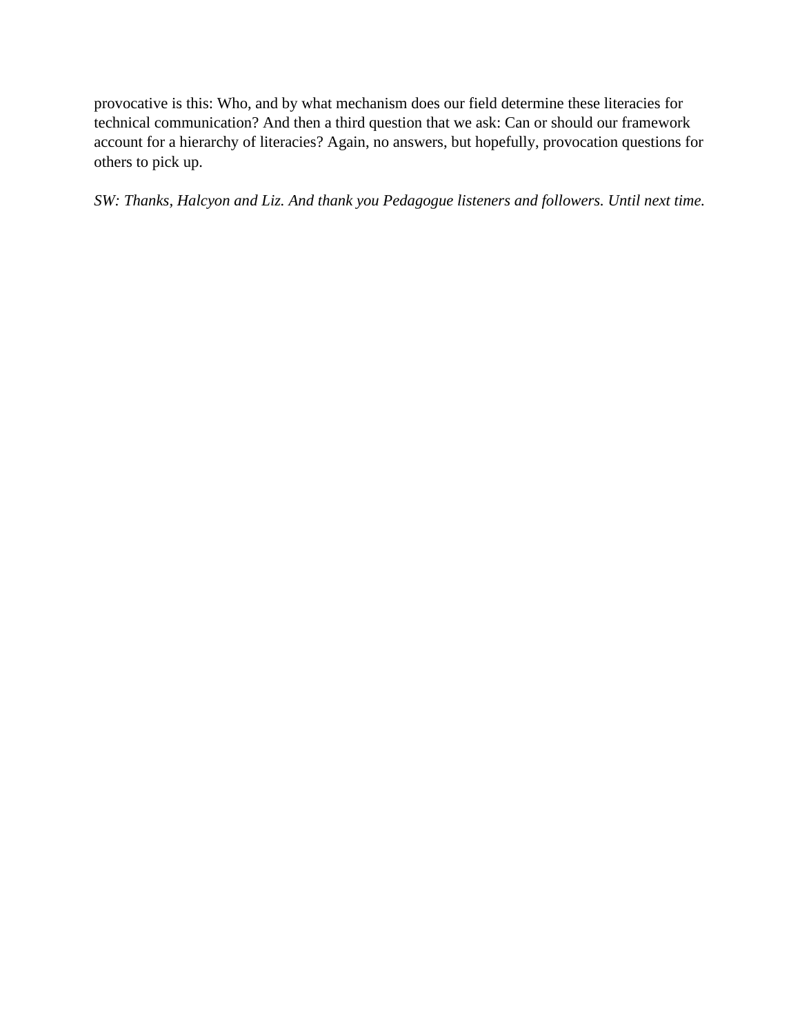provocative is this: Who, and by what mechanism does our field determine these literacies for technical communication? And then a third question that we ask: Can or should our framework account for a hierarchy of literacies? Again, no answers, but hopefully, provocation questions for others to pick up.

*SW: Thanks, Halcyon and Liz. And thank you Pedagogue listeners and followers. Until next time.*